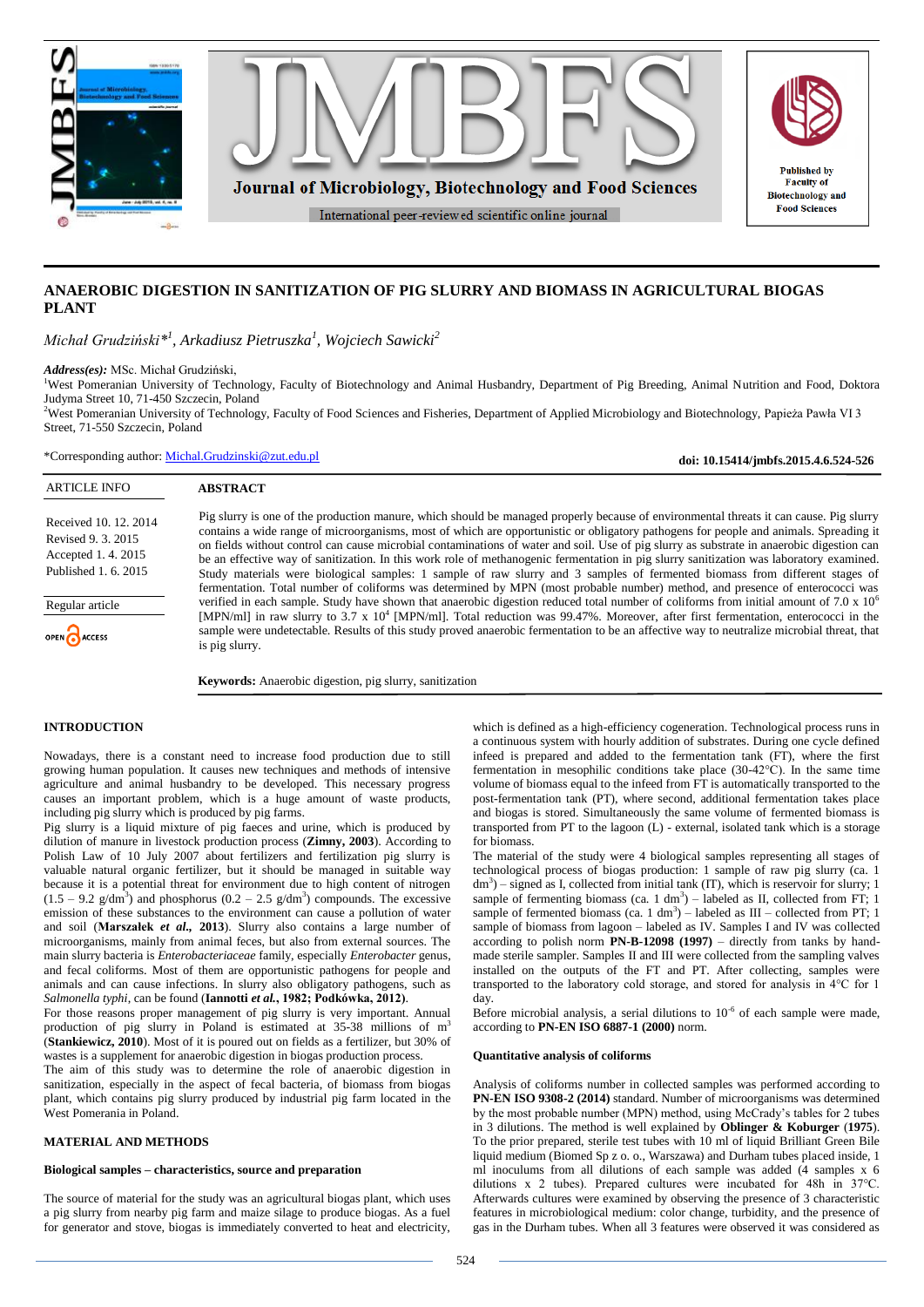# ANAEROBIC DIGESTION IN SANITIZATION OF PIG SLURRY AND BIOMASS IN AGRICULTURAL BIOGAS PLANT

*Michał Grudziński*[1], Arkadiusz Pietruszka[1], Wojciech Sawicki[2]*

***Address(es):*** MSc. Michał Grudziński,

[1]West Pomeranian University of Technology, Faculty of Biotechnology and Animal Husbandry, Department of Pig Breeding, Animal Nutrition and Food, Doktora Judyma Street 10, 71-450 Szczecin, Poland

[2]West Pomeranian University of Technology, Faculty of Food Sciences and Fisheries, Department of Applied Microbiology and Biotechnology, Papieża Pawła VI 3 Street, 71-550 Szczecin, Poland

*Corresponding author: Michal.Grudzinski@zut.edu.pl

**doi: 10.15414/jmbfs.2015.4.6.524-526**

| ARTICLE INFO |
|---|
| Received 10. 12. 2014 |
| Revised 9. 3. 2015 |
| Accepted 1. 4. 2015 |
| Published 1. 6. 2015 |
| Regular article |
| OPEN ACCESS |

## ABSTRACT

Pig slurry is one of the production manure, which should be managed properly because of environmental threats it can cause. Pig slurry contains a wide range of microorganisms, most of which are opportunistic or obligatory pathogens for people and animals. Spreading it on fields without control can cause microbial contaminations of water and soil. Use of pig slurry as substrate in anaerobic digestion can be an effective way of sanitization. In this work role of methanogenic fermentation in pig slurry sanitization was laboratory examined. Study materials were biological samples: 1 sample of raw slurry and 3 samples of fermented biomass from different stages of fermentation. Total number of coliforms was determined by MPN (most probable number) method, and presence of enterococci was verified in each sample. Study have shown that anaerobic digestion reduced total number of coliforms from initial amount of 7.0 x $10^6$ [MPN/ml] in raw slurry to 3.7 x $10^4$ [MPN/ml]. Total reduction was 99.47%. Moreover, after first fermentation, enterococci in the sample were undetectable. Results of this study proved anaerobic fermentation to be an affective way to neutralize microbial threat, that is pig slurry.

**Keywords:** Anaerobic digestion, pig slurry, sanitization

## INTRODUCTION

Nowadays, there is a constant need to increase food production due to still growing human population. It causes new techniques and methods of intensive agriculture and animal husbandry to be developed. This necessary progress causes an important problem, which is a huge amount of waste products, including pig slurry which is produced by pig farms.

Pig slurry is a liquid mixture of pig faeces and urine, which is produced by dilution of manure in livestock production process (**Zimny, 2003**). According to Polish Law of 10 July 2007 about fertilizers and fertilization pig slurry is valuable natural organic fertilizer, but it should be managed in suitable way because it is a potential threat for environment due to high content of nitrogen (1.5 – 9.2 g/dm$^3$) and phosphorus (0.2 – 2.5 g/dm$^3$) compounds. The excessive emission of these substances to the environment can cause a pollution of water and soil (**Marszałek *et al.*, 2013**). Slurry also contains a large number of microorganisms, mainly from animal feces, but also from external sources. The main slurry bacteria is *Enterobacteriaceae* family, especially *Enterobacter* genus, and fecal coliforms. Most of them are opportunistic pathogens for people and animals and can cause infections. In slurry also obligatory pathogens, such as *Salmonella typhi*, can be found (**Iannotti *et al.*, 1982; Podkówka, 2012**).

For those reasons proper management of pig slurry is very important. Annual production of pig slurry in Poland is estimated at 35-38 millions of m$^3$ (**Stankiewicz, 2010**). Most of it is poured out on fields as a fertilizer, but 30% of wastes is a supplement for anaerobic digestion in biogas production process.

The aim of this study was to determine the role of anaerobic digestion in sanitization, especially in the aspect of fecal bacteria, of biomass from biogas plant, which contains pig slurry produced by industrial pig farm located in the West Pomerania in Poland.

## MATERIAL AND METHODS

### Biological samples – characteristics, source and preparation

The source of material for the study was an agricultural biogas plant, which uses a pig slurry from nearby pig farm and maize silage to produce biogas. As a fuel for generator and stove, biogas is immediately converted to heat and electricity, which is defined as a high-efficiency cogeneration. Technological process runs in a continuous system with hourly addition of substrates. During one cycle defined infeed is prepared and added to the fermentation tank (FT), where the first fermentation in mesophilic conditions take place (30-42°C). In the same time volume of biomass equal to the infeed from FT is automatically transported to the post-fermentation tank (PT), where second, additional fermentation takes place and biogas is stored. Simultaneously the same volume of fermented biomass is transported from PT to the lagoon (L) - external, isolated tank which is a storage for biomass.

The material of the study were 4 biological samples representing all stages of technological process of biogas production: 1 sample of raw pig slurry (ca. 1 dm$^3$) – signed as I, collected from initial tank (IT), which is reservoir for slurry; 1 sample of fermenting biomass (ca. 1 dm$^3$) – labeled as II, collected from FT; 1 sample of fermented biomass (ca. 1 dm$^3$) – labeled as III – collected from PT; 1 sample of biomass from lagoon – labeled as IV. Samples I and IV was collected according to polish norm **PN-B-12098 (1997)** – directly from tanks by hand-made sterile sampler. Samples II and III were collected from the sampling valves installed on the outputs of the FT and PT. After collecting, samples were transported to the laboratory cold storage, and stored for analysis in 4°C for 1 day.

Before microbial analysis, a serial dilutions to $10^{-6}$ of each sample were made, according to **PN-EN ISO 6887-1 (2000)** norm.

### Quantitative analysis of coliforms

Analysis of coliforms number in collected samples was performed according to **PN-EN ISO 9308-2 (2014)** standard. Number of microorganisms was determined by the most probable number (MPN) method, using McCrady's tables for 2 tubes in 3 dilutions. The method is well explained by **Oblinger & Koburger** (**1975**). To the prior prepared, sterile test tubes with 10 ml of liquid Brilliant Green Bile liquid medium (Biomed Sp z o. o., Warszawa) and Durham tubes placed inside, 1 ml inoculums from all dilutions of each sample was added (4 samples x 6 dilutions x 2 tubes). Prepared cultures were incubated for 48h in 37°C. Afterwards cultures were examined by observing the presence of 3 characteristic features in microbiological medium: color change, turbidity, and the presence of gas in the Durham tubes. When all 3 features were observed it was considered as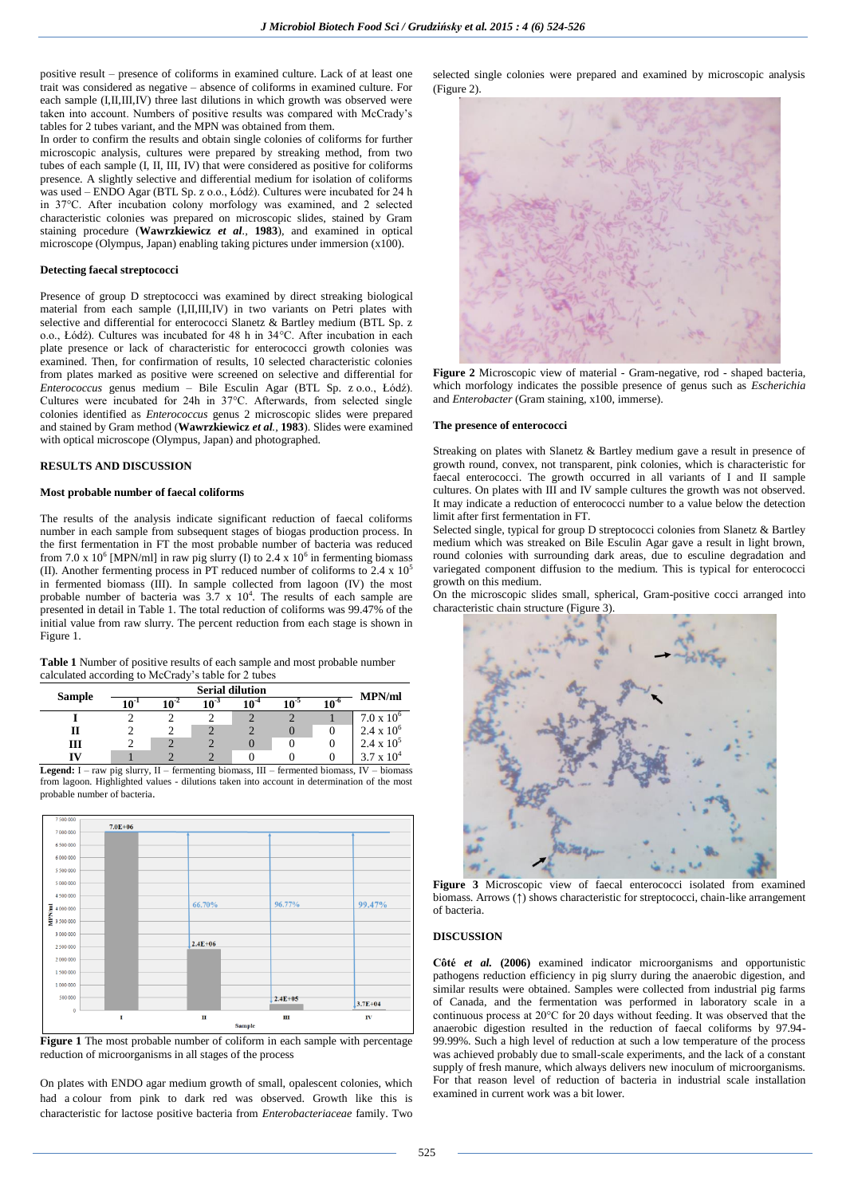positive result – presence of coliforms in examined culture. Lack of at least one trait was considered as negative – absence of coliforms in examined culture. For each sample (I,II,III,IV) three last dilutions in which growth was observed were taken into account. Numbers of positive results was compared with McCrady's tables for 2 tubes variant, and the MPN was obtained from them.

In order to confirm the results and obtain single colonies of coliforms for further microscopic analysis, cultures were prepared by streaking method, from two tubes of each sample (I, II, III, IV) that were considered as positive for coliforms presence. A slightly selective and differential medium for isolation of coliforms was used – ENDO Agar (BTL Sp. z o.o., Łódź). Cultures were incubated for 24 h in 37°C. After incubation colony morfology was examined, and 2 selected characteristic colonies was prepared on microscopic slides, stained by Gram staining procedure (**Wawrzkiewicz *et al*., 1983**), and examined in optical microscope (Olympus, Japan) enabling taking pictures under immersion (x100).

### Detecting faecal streptococci

Presence of group D streptococci was examined by direct streaking biological material from each sample (I,II,III,IV) in two variants on Petri plates with selective and differential for enterococci Slanetz & Bartley medium (BTL Sp. z o.o., Łódź). Cultures was incubated for 48 h in 34°C. After incubation in each plate presence or lack of characteristic for enterococci growth colonies was examined. Then, for confirmation of results, 10 selected characteristic colonies from plates marked as positive were screened on selective and differential for *Enterococcus* genus medium – Bile Esculin Agar (BTL Sp. z o.o., Łódź). Cultures were incubated for 24h in 37°C. Afterwards, from selected single colonies identified as *Enterococcus* genus 2 microscopic slides were prepared and stained by Gram method (**Wawrzkiewicz *et al.*, 1983**). Slides were examined with optical microscope (Olympus, Japan) and photographed.

## RESULTS AND DISCUSSION

### Most probable number of faecal coliforms

The results of the analysis indicate significant reduction of faecal coliforms number in each sample from subsequent stages of biogas production process. In the first fermentation in FT the most probable number of bacteria was reduced from $7.0 \times 10^6$ [MPN/ml] in raw pig slurry (I) to $2.4 \times 10^6$ in fermenting biomass (II). Another fermenting process in PT reduced number of coliforms to $2.4 \times 10^5$ in fermented biomass (III). In sample collected from lagoon (IV) the most probable number of bacteria was $3.7 \times 10^4$. The results of each sample are presented in detail in Table 1. The total reduction of coliforms was 99.47% of the initial value from raw slurry. The percent reduction from each stage is shown in Figure 1.

**Table 1** Number of positive results of each sample and most probable number calculated according to McCrady's table for 2 tubes

| Sample | Serial dilution | | | | | | MPN/ml |
|---|---|---|---|---|---|---|---|
| | $10^{-1}$ | $10^{-2}$ | $10^{-3}$ | $10^{-4}$ | $10^{-5}$ | $10^{-6}$ | |
| **I** | 2 | 2 | 2 | 2 | 2 | 1 | $7.0 \times 10^6$ |
| **II** | 2 | 2 | 2 | 2 | 0 | 0 | $2.4 \times 10^6$ |
| **III** | 2 | 2 | 2 | 0 | 0 | 0 | $2.4 \times 10^5$ |
| **IV** | 1 | 2 | 2 | 0 | 0 | 0 | $3.7 \times 10^4$ |

**Legend:** I – raw pig slurry, II – fermenting biomass, III – fermented biomass, IV – biomass from lagoon. Highlighted values - dilutions taken into account in determination of the most probable number of bacteria.

**Figure 1** The most probable number of coliform in each sample with percentage reduction of microorganisms in all stages of the process

On plates with ENDO agar medium growth of small, opalescent colonies, which had a colour from pink to dark red was observed. Growth like this is characteristic for lactose positive bacteria from *Enterobacteriaceae* family. Two selected single colonies were prepared and examined by microscopic analysis (Figure 2).

**Figure 2** Microscopic view of material - Gram-negative, rod - shaped bacteria, which morfology indicates the possible presence of genus such as *Escherichia* and *Enterobacter* (Gram staining, x100, immerse).

### The presence of enterococci

Streaking on plates with Slanetz & Bartley medium gave a result in presence of growth round, convex, not transparent, pink colonies, which is characteristic for faecal enterococci. The growth occurred in all variants of I and II sample cultures. On plates with III and IV sample cultures the growth was not observed. It may indicate a reduction of enterococci number to a value below the detection limit after first fermentation in FT.

Selected single, typical for group D streptococci colonies from Slanetz & Bartley medium which was streaked on Bile Esculin Agar gave a result in light brown, round colonies with surrounding dark areas, due to esculine degradation and variegated component diffusion to the medium. This is typical for enterococci growth on this medium.

On the microscopic slides small, spherical, Gram-positive cocci arranged into characteristic chain structure (Figure 3).

**Figure 3** Microscopic view of faecal enterococci isolated from examined biomass. Arrows (↑) shows characteristic for streptococci, chain-like arrangement of bacteria.

## DISCUSSION

**Côté *et al.* (2006)** examined indicator microorganisms and opportunistic pathogens reduction efficiency in pig slurry during the anaerobic digestion, and similar results were obtained. Samples were collected from industrial pig farms of Canada, and the fermentation was performed in laboratory scale in a continuous process at 20°C for 20 days without feeding. It was observed that the anaerobic digestion resulted in the reduction of faecal coliforms by 97.94-99.99%. Such a high level of reduction at such a low temperature of the process was achieved probably due to small-scale experiments, and the lack of a constant supply of fresh manure, which always delivers new inoculum of microorganisms. For that reason level of reduction of bacteria in industrial scale installation examined in current work was a bit lower.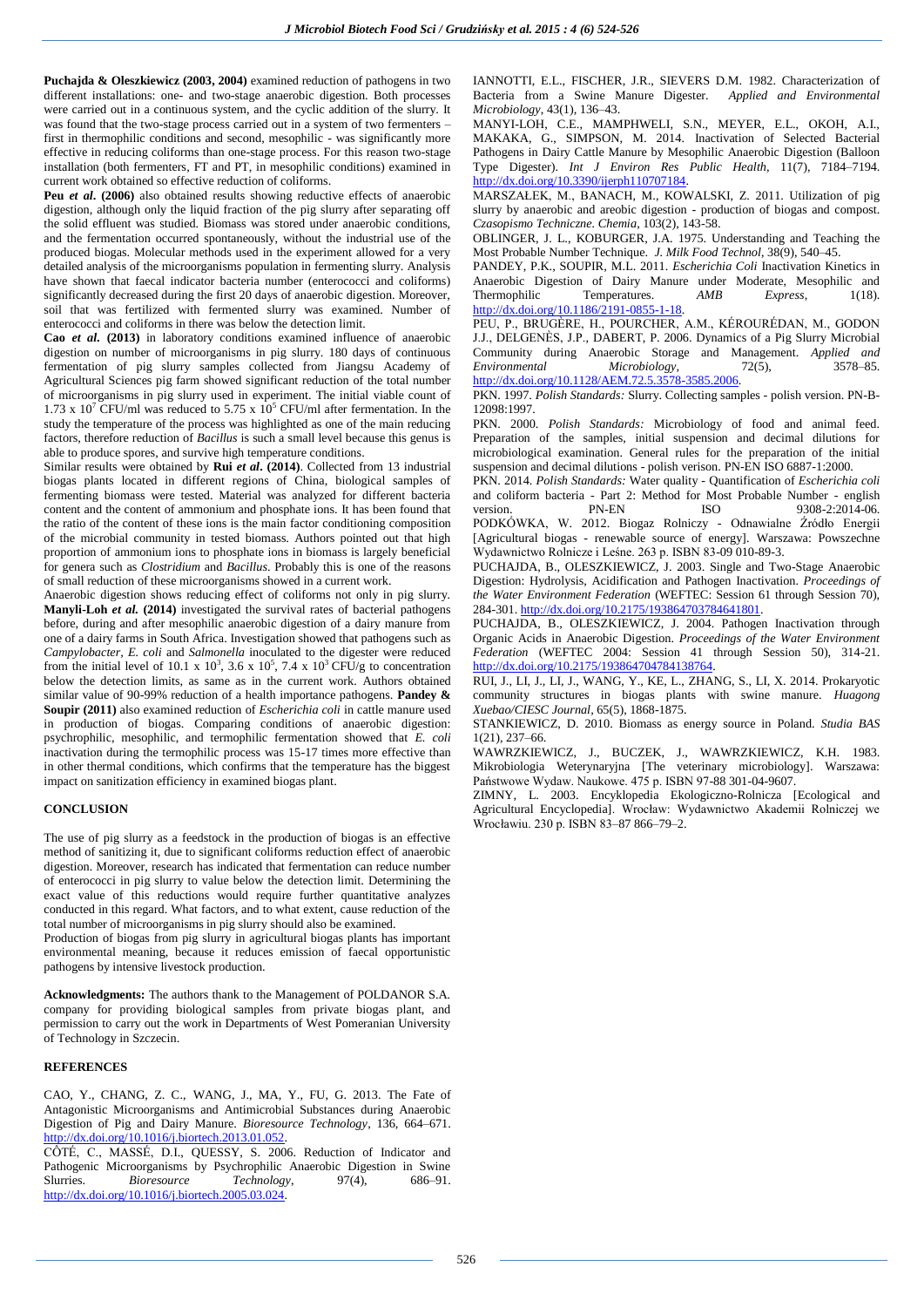**Puchajda & Oleszkiewicz (2003, 2004)** examined reduction of pathogens in two different installations: one- and two-stage anaerobic digestion. Both processes were carried out in a continuous system, and the cyclic addition of the slurry. It was found that the two-stage process carried out in a system of two fermenters – first in thermophilic conditions and second, mesophilic - was significantly more effective in reducing coliforms than one-stage process. For this reason two-stage installation (both fermenters, FT and PT, in mesophilic conditions) examined in current work obtained so effective reduction of coliforms.

**Peu *et al*. (2006)** also obtained results showing reductive effects of anaerobic digestion, although only the liquid fraction of the pig slurry after separating off the solid effluent was studied. Biomass was stored under anaerobic conditions, and the fermentation occurred spontaneously, without the industrial use of the produced biogas. Molecular methods used in the experiment allowed for a very detailed analysis of the microorganisms population in fermenting slurry. Analysis have shown that faecal indicator bacteria number (enterococci and coliforms) significantly decreased during the first 20 days of anaerobic digestion. Moreover, soil that was fertilized with fermented slurry was examined. Number of enterococci and coliforms in there was below the detection limit.

**Cao *et al*. (2013)** in laboratory conditions examined influence of anaerobic digestion on number of microorganisms in pig slurry. 180 days of continuous fermentation of pig slurry samples collected from Jiangsu Academy of Agricultural Sciences pig farm showed significant reduction of the total number of microorganisms in pig slurry used in experiment. The initial viable count of $1.73 \times 10^7$ CFU/ml was reduced to $5.75 \times 10^5$ CFU/ml after fermentation. In the study the temperature of the process was highlighted as one of the main reducing factors, therefore reduction of *Bacillus* is such a small level because this genus is able to produce spores, and survive high temperature conditions.

Similar results were obtained by **Rui *et al*. (2014)**. Collected from 13 industrial biogas plants located in different regions of China, biological samples of fermenting biomass were tested. Material was analyzed for different bacteria content and the content of ammonium and phosphate ions. It has been found that the ratio of the content of these ions is the main factor conditioning composition of the microbial community in tested biomass. Authors pointed out that high proportion of ammonium ions to phosphate ions in biomass is largely beneficial for genera such as *Clostridium* and *Bacillus*. Probably this is one of the reasons of small reduction of these microorganisms showed in a current work.

Anaerobic digestion shows reducing effect of coliforms not only in pig slurry. **Manyli-Loh *et al.* (2014)** investigated the survival rates of bacterial pathogens before, during and after mesophilic anaerobic digestion of a dairy manure from one of a dairy farms in South Africa. Investigation showed that pathogens such as *Campylobacter*, *E. coli* and *Salmonella* inoculated to the digester were reduced from the initial level of $10.1 \times 10^3$, $3.6 \times 10^5$, $7.4 \times 10^3$ CFU/g to concentration below the detection limits, as same as in the current work. Authors obtained similar value of 90-99% reduction of a health importance pathogens. **Pandey & Soupir (2011)** also examined reduction of *Escherichia coli* in cattle manure used in production of biogas. Comparing conditions of anaerobic digestion: psychrophilic, mesophilic, and termophilic fermentation showed that *E. coli* inactivation during the termophilic process was 15-17 times more effective than in other thermal conditions, which confirms that the temperature has the biggest impact on sanitization efficiency in examined biogas plant.

## CONCLUSION

The use of pig slurry as a feedstock in the production of biogas is an effective method of sanitizing it, due to significant coliforms reduction effect of anaerobic digestion. Moreover, research has indicated that fermentation can reduce number of enterococci in pig slurry to value below the detection limit. Determining the exact value of this reductions would require further quantitative analyzes conducted in this regard. What factors, and to what extent, cause reduction of the total number of microorganisms in pig slurry should also be examined.

Production of biogas from pig slurry in agricultural biogas plants has important environmental meaning, because it reduces emission of faecal opportunistic pathogens by intensive livestock production.

**Acknowledgments:** The authors thank to the Management of POLDANOR S.A. company for providing biological samples from private biogas plant, and permission to carry out the work in Departments of West Pomeranian University of Technology in Szczecin.

## REFERENCES

CAO, Y., CHANG, Z. C., WANG, J., MA, Y., FU, G. 2013. The Fate of Antagonistic Microorganisms and Antimicrobial Substances during Anaerobic Digestion of Pig and Dairy Manure. *Bioresource Technology*, 136, 664–671. http://dx.doi.org/10.1016/j.biortech.2013.01.052.

CÔTÉ, C., MASSÉ, D.I., QUESSY, S. 2006. Reduction of Indicator and Pathogenic Microorganisms by Psychrophilic Anaerobic Digestion in Swine Slurries. *Bioresource Technology*, 97(4), 686–91. http://dx.doi.org/10.1016/j.biortech.2005.03.024.

IANNOTTI, E.L., FISCHER, J.R., SIEVERS D.M. 1982. Characterization of Bacteria from a Swine Manure Digester. *Applied and Environmental Microbiology*, 43(1), 136–43.

MANYI-LOH, C.E., MAMPHWELI, S.N., MEYER, E.L., OKOH, A.I., MAKAKA, G., SIMPSON, M. 2014. Inactivation of Selected Bacterial Pathogens in Dairy Cattle Manure by Mesophilic Anaerobic Digestion (Balloon Type Digester). *Int J Environ Res Public Health*, 11(7), 7184–7194. http://dx.doi.org/10.3390/ijerph110707184.

MARSZAŁEK, M., BANACH, M., KOWALSKI, Z. 2011. Utilization of pig slurry by anaerobic and areobic digestion - production of biogas and compost. *Czasopismo Techniczne. Chemia*, 103(2), 143-58.

OBLINGER, J. L., KOBURGER, J.A. 1975. Understanding and Teaching the Most Probable Number Technique. *J. Milk Food Technol*, 38(9), 540–45.

PANDEY, P.K., SOUPIR, M.L. 2011. *Escherichia Coli* Inactivation Kinetics in Anaerobic Digestion of Dairy Manure under Moderate, Mesophilic and Thermophilic Temperatures. *AMB Express*, 1(18). http://dx.doi.org/10.1186/2191-0855-1-18.

PEU, P., BRUGÈRE, H., POURCHER, A.M., KÉROURÉDAN, M., GODON J.J., DELGENÈS, J.P., DABERT, P. 2006. Dynamics of a Pig Slurry Microbial Community during Anaerobic Storage and Management. *Applied and Environmental Microbiology*, 72(5), 3578–85. http://dx.doi.org/10.1128/AEM.72.5.3578-3585.2006.

PKN. 1997. *Polish Standards:* Slurry. Collecting samples - polish version. PN-B-12098:1997.

PKN. 2000. *Polish Standards:* Microbiology of food and animal feed. Preparation of the samples, initial suspension and decimal dilutions for microbiological examination. General rules for the preparation of the initial suspension and decimal dilutions - polish verison. PN-EN ISO 6887-1:2000.

PKN. 2014. *Polish Standards:* Water quality - Quantification of *Escherichia coli* and coliform bacteria - Part 2: Method for Most Probable Number - english version. PN-EN ISO 9308-2:2014-06.

PODKÓWKA, W. 2012. Biogaz Rolniczy - Odnawialne Źródło Energii [Agricultural biogas - renewable source of energy]. Warszawa: Powszechne Wydawnictwo Rolnicze i Leśne. 263 p. ISBN 83-09 010-89-3.

PUCHAJDA, B., OLESZKIEWICZ, J. 2003. Single and Two-Stage Anaerobic Digestion: Hydrolysis, Acidification and Pathogen Inactivation. *Proceedings of the Water Environment Federation* (WEFTEC: Session 61 through Session 70), 284-301. http://dx.doi.org/10.2175/193864703784641801.

PUCHAJDA, B., OLESZKIEWICZ, J. 2004. Pathogen Inactivation through Organic Acids in Anaerobic Digestion. *Proceedings of the Water Environment Federation* (WEFTEC 2004: Session 41 through Session 50), 314-21. http://dx.doi.org/10.2175/193864704784138764.

RUI, J., LI, J., LI, J., WANG, Y., KE, L., ZHANG, S., LI, X. 2014. Prokaryotic community structures in biogas plants with swine manure. *Huagong Xuebao/CIESC Journal*, 65(5), 1868-1875.

STANKIEWICZ, D. 2010. Biomass as energy source in Poland. *Studia BAS* 1(21), 237–66.

WAWRZKIEWICZ, J., BUCZEK, J., WAWRZKIEWICZ, K.H. 1983. Mikrobiologia Weterynaryjna [The veterinary microbiology]. Warszawa: Państwowe Wydaw. Naukowe. 475 p. ISBN 97-88 301-04-9607.

ZIMNY, L. 2003. Encyklopedia Ekologiczno-Rolnicza [Ecological and Agricultural Encyclopedia]. Wrocław: Wydawnictwo Akademii Rolniczej we Wrocławiu. 230 p. ISBN 83–87 866–79–2.